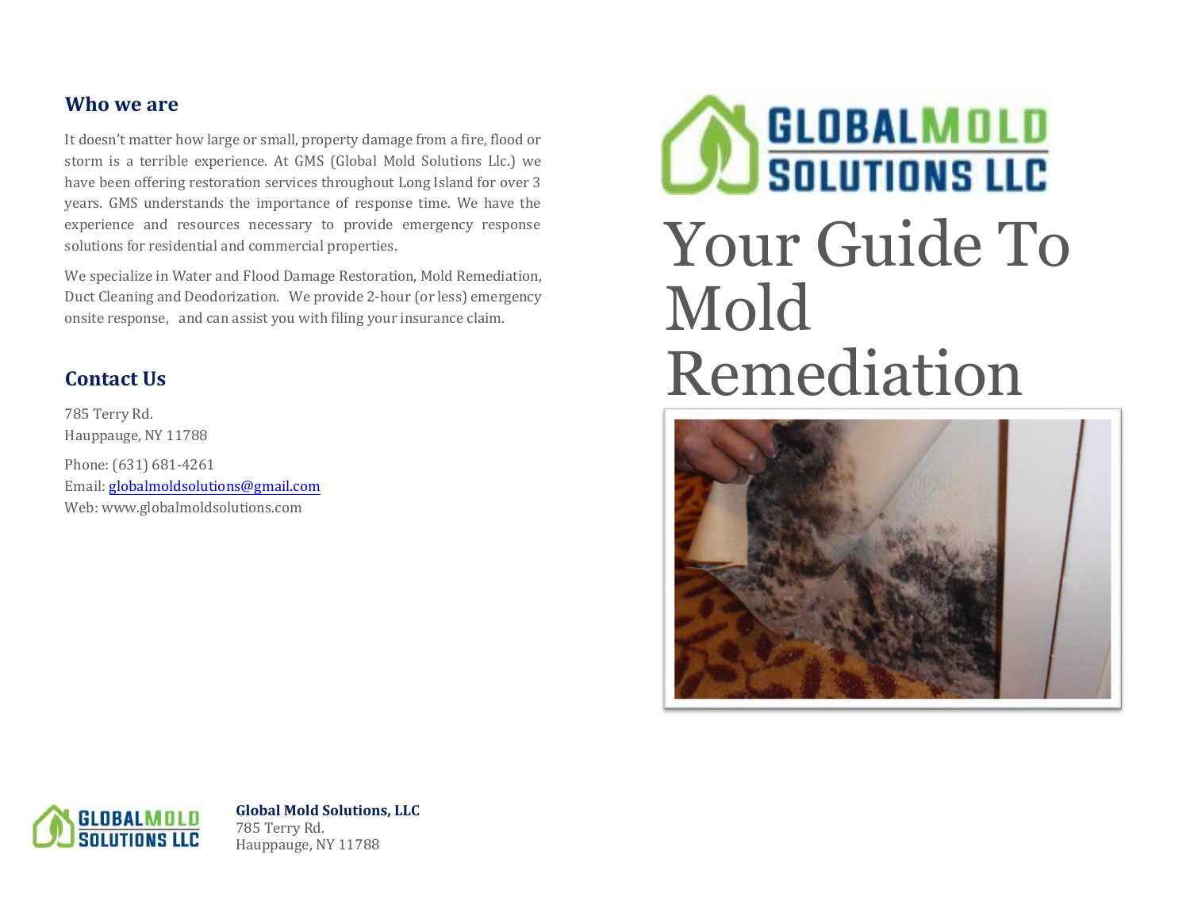## Who we are

It doesn't matter how large or small, property damage from a fire, flood or storm is a terrible experience. At GMS (Global Mold Solutions Llc.) we have been offering restoration services throughout Long Island for over 3 years. GMS understands the importance of response time. We have the experience and resources necessary to provide emergency response solutions for residential and commercial properties.

We specialize in Water and Flood Damage Restoration, Mold Remediation, Duct Cleaning and Deodorization. We provide 2-hour (or less) emergency onsite response, and can assist you with filing your insurance claim.

## Contact Us

785 Terry Rd.
Hauppauge, NY 11788

Phone: (631) 681-4261
Email: globalmoldsolutions@gmail.com
Web: www.globalmoldsolutions.com

**Global Mold Solutions, LLC**
785 Terry Rd.
Hauppauge, NY 11788

GLOBAL MOLD SOLUTIONS LLC

# Your Guide To Mold Remediation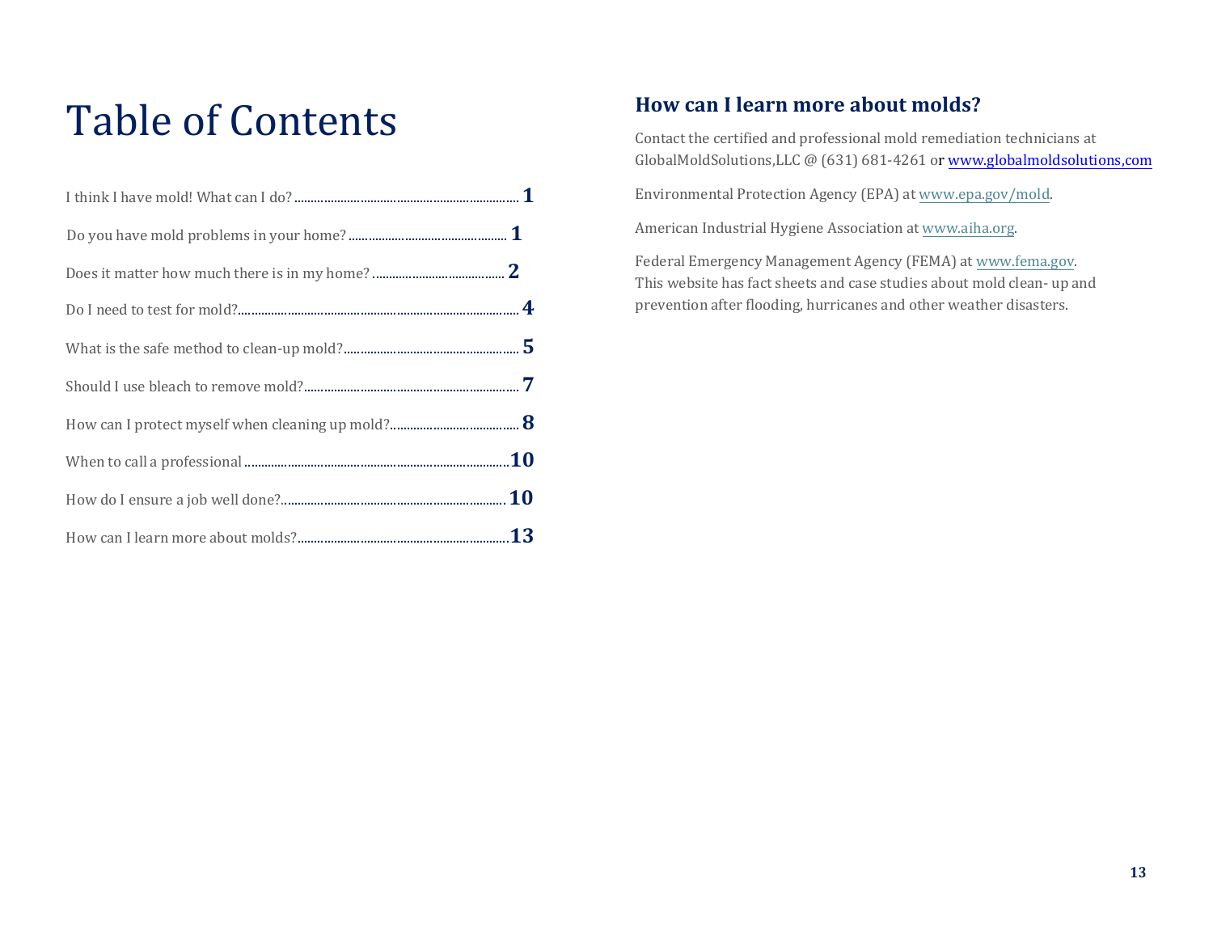# Table of Contents

| | |
|---|---|
| I think I have mold! What can I do? | 1 |
| Do you have mold problems in your home? | 1 |
| Does it matter how much there is in my home? | 2 |
| Do I need to test for mold? | 4 |
| What is the safe method to clean-up mold? | 5 |
| Should I use bleach to remove mold? | 7 |
| How can I protect myself when cleaning up mold? | 8 |
| When to call a professional | 10 |
| How do I ensure a job well done? | 10 |
| How can I learn more about molds? | 13 |

## How can I learn more about molds?

Contact the certified and professional mold remediation technicians at GlobalMoldSolutions,LLC @ (631) 681-4261 or www.globalmoldsolutions,com

Environmental Protection Agency (EPA) at www.epa.gov/mold.

American Industrial Hygiene Association at www.aiha.org.

Federal Emergency Management Agency (FEMA) at www.fema.gov. This website has fact sheets and case studies about mold clean- up and prevention after flooding, hurricanes and other weather disasters.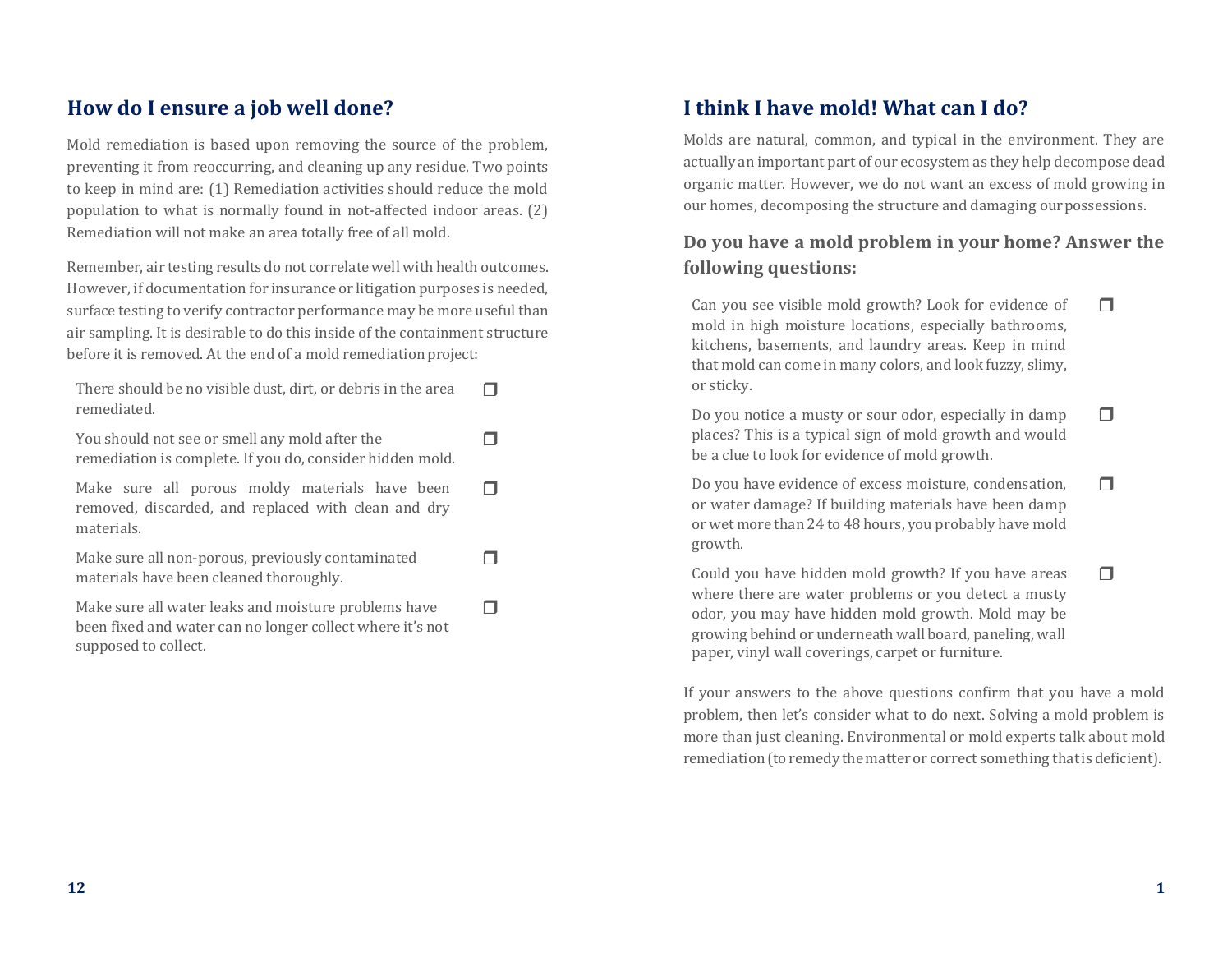## How do I ensure a job well done?

Mold remediation is based upon removing the source of the problem, preventing it from reoccurring, and cleaning up any residue. Two points to keep in mind are: (1) Remediation activities should reduce the mold population to what is normally found in not-affected indoor areas. (2) Remediation will not make an area totally free of all mold.

Remember, air testing results do not correlate well with health outcomes. However, if documentation for insurance or litigation purposes is needed, surface testing to verify contractor performance may be more useful than air sampling. It is desirable to do this inside of the containment structure before it is removed. At the end of a mold remediation project:

- ❐ There should be no visible dust, dirt, or debris in the area remediated.
- ❐ You should not see or smell any mold after the remediation is complete. If you do, consider hidden mold.
- ❐ Make sure all porous moldy materials have been removed, discarded, and replaced with clean and dry materials.
- ❐ Make sure all non-porous, previously contaminated materials have been cleaned thoroughly.
- ❐ Make sure all water leaks and moisture problems have been fixed and water can no longer collect where it's not supposed to collect.

## I think I have mold! What can I do?

Molds are natural, common, and typical in the environment. They are actually an important part of our ecosystem as they help decompose dead organic matter. However, we do not want an excess of mold growing in our homes, decomposing the structure and damaging our possessions.

### Do you have a mold problem in your home? Answer the following questions:

- ❐ Can you see visible mold growth? Look for evidence of mold in high moisture locations, especially bathrooms, kitchens, basements, and laundry areas. Keep in mind that mold can come in many colors, and look fuzzy, slimy, or sticky.
- ❐ Do you notice a musty or sour odor, especially in damp places? This is a typical sign of mold growth and would be a clue to look for evidence of mold growth.
- ❐ Do you have evidence of excess moisture, condensation, or water damage? If building materials have been damp or wet more than 24 to 48 hours, you probably have mold growth.
- ❐ Could you have hidden mold growth? If you have areas where there are water problems or you detect a musty odor, you may have hidden mold growth. Mold may be growing behind or underneath wall board, paneling, wall paper, vinyl wall coverings, carpet or furniture.

If your answers to the above questions confirm that you have a mold problem, then let's consider what to do next. Solving a mold problem is more than just cleaning. Environmental or mold experts talk about mold remediation (to remedy the matter or correct something that is deficient).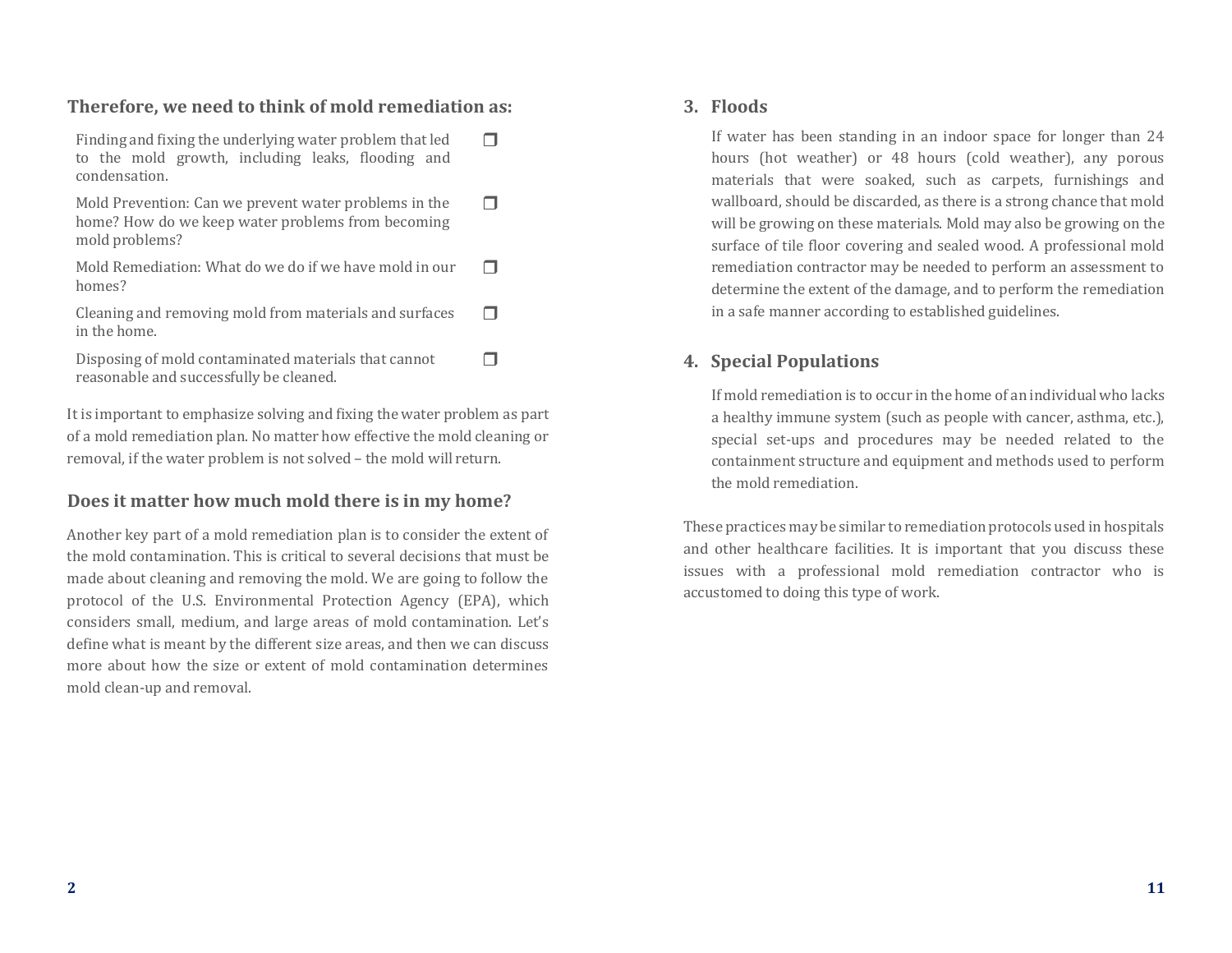## Therefore, we need to think of mold remediation as:

- Finding and fixing the underlying water problem that led to the mold growth, including leaks, flooding and condensation. ❐
- Mold Prevention: Can we prevent water problems in the home? How do we keep water problems from becoming mold problems? ❐
- Mold Remediation: What do we do if we have mold in our homes? ❐
- Cleaning and removing mold from materials and surfaces in the home. ❐
- Disposing of mold contaminated materials that cannot reasonable and successfully be cleaned. ❐

It is important to emphasize solving and fixing the water problem as part of a mold remediation plan. No matter how effective the mold cleaning or removal, if the water problem is not solved – the mold will return.

## Does it matter how much mold there is in my home?

Another key part of a mold remediation plan is to consider the extent of the mold contamination. This is critical to several decisions that must be made about cleaning and removing the mold. We are going to follow the protocol of the U.S. Environmental Protection Agency (EPA), which considers small, medium, and large areas of mold contamination. Let's define what is meant by the different size areas, and then we can discuss more about how the size or extent of mold contamination determines mold clean-up and removal.

## 3. Floods

If water has been standing in an indoor space for longer than 24 hours (hot weather) or 48 hours (cold weather), any porous materials that were soaked, such as carpets, furnishings and wallboard, should be discarded, as there is a strong chance that mold will be growing on these materials. Mold may also be growing on the surface of tile floor covering and sealed wood. A professional mold remediation contractor may be needed to perform an assessment to determine the extent of the damage, and to perform the remediation in a safe manner according to established guidelines.

## 4. Special Populations

If mold remediation is to occur in the home of an individual who lacks a healthy immune system (such as people with cancer, asthma, etc.), special set-ups and procedures may be needed related to the containment structure and equipment and methods used to perform the mold remediation.

These practices may be similar to remediation protocols used in hospitals and other healthcare facilities. It is important that you discuss these issues with a professional mold remediation contractor who is accustomed to doing this type of work.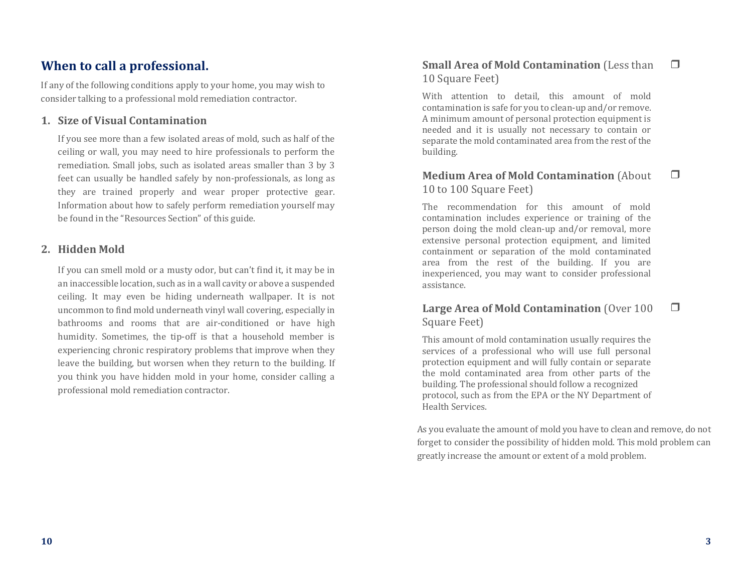## When to call a professional.

If any of the following conditions apply to your home, you may wish to consider talking to a professional mold remediation contractor.

1. **Size of Visual Contamination**

   If you see more than a few isolated areas of mold, such as half of the ceiling or wall, you may need to hire professionals to perform the remediation. Small jobs, such as isolated areas smaller than 3 by 3 feet can usually be handled safely by non-professionals, as long as they are trained properly and wear proper protective gear. Information about how to safely perform remediation yourself may be found in the "Resources Section" of this guide.

2. **Hidden Mold**

   If you can smell mold or a musty odor, but can't find it, it may be in an inaccessible location, such as in a wall cavity or above a suspended ceiling. It may even be hiding underneath wallpaper. It is not uncommon to find mold underneath vinyl wall covering, especially in bathrooms and rooms that are air-conditioned or have high humidity. Sometimes, the tip-off is that a household member is experiencing chronic respiratory problems that improve when they leave the building, but worsen when they return to the building. If you think you have hidden mold in your home, consider calling a professional mold remediation contractor.

**Small Area of Mold Contamination** (Less than 10 Square Feet) ❒

With attention to detail, this amount of mold contamination is safe for you to clean-up and/or remove. A minimum amount of personal protection equipment is needed and it is usually not necessary to contain or separate the mold contaminated area from the rest of the building.

**Medium Area of Mold Contamination** (About 10 to 100 Square Feet) ❒

The recommendation for this amount of mold contamination includes experience or training of the person doing the mold clean-up and/or removal, more extensive personal protection equipment, and limited containment or separation of the mold contaminated area from the rest of the building. If you are inexperienced, you may want to consider professional assistance.

**Large Area of Mold Contamination** (Over 100 Square Feet) ❒

This amount of mold contamination usually requires the services of a professional who will use full personal protection equipment and will fully contain or separate the mold contaminated area from other parts of the building. The professional should follow a recognized protocol, such as from the EPA or the NY Department of Health Services.

As you evaluate the amount of mold you have to clean and remove, do not forget to consider the possibility of hidden mold. This mold problem can greatly increase the amount or extent of a mold problem.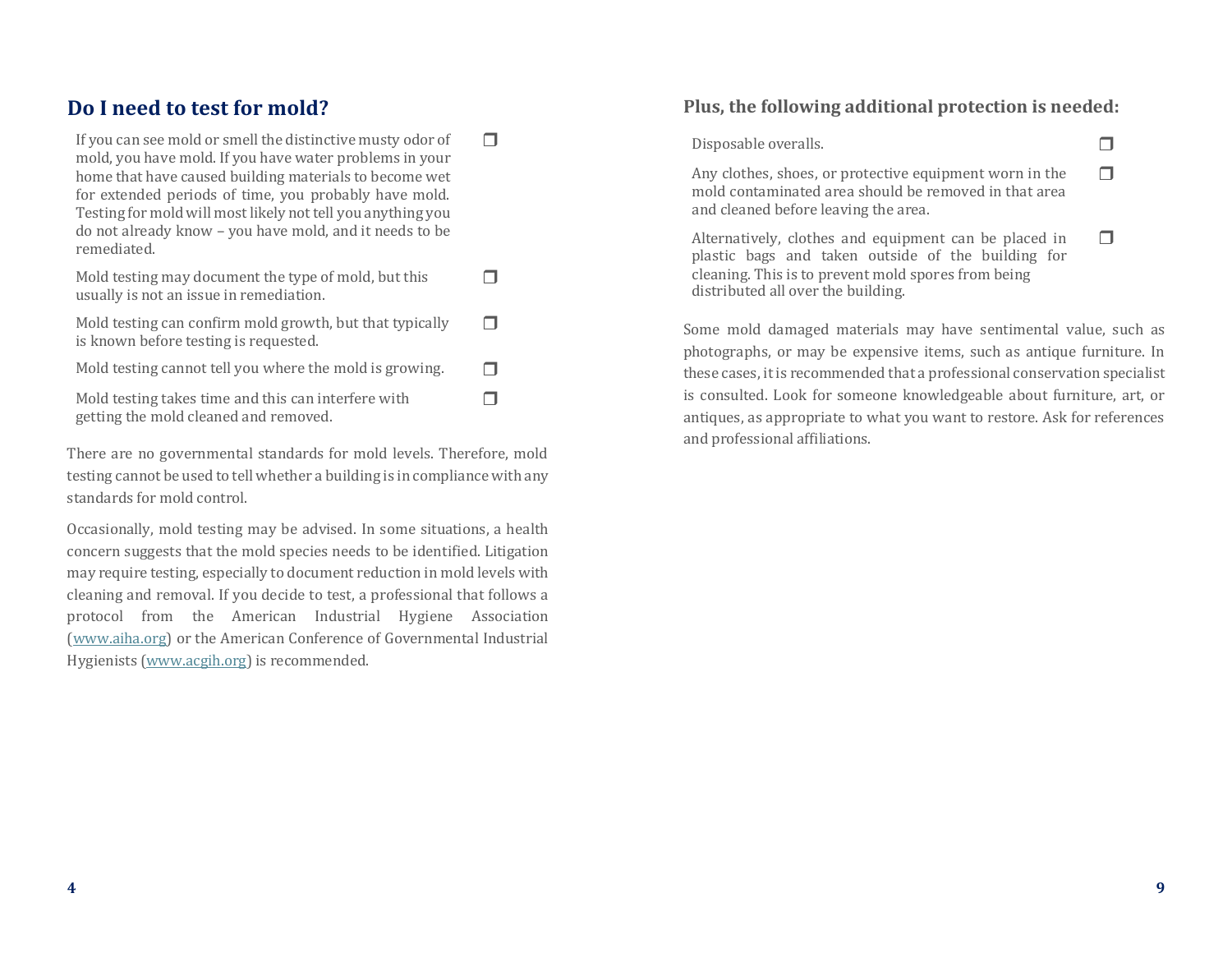## Do I need to test for mold?

- ❒ If you can see mold or smell the distinctive musty odor of mold, you have mold. If you have water problems in your home that have caused building materials to become wet for extended periods of time, you probably have mold. Testing for mold will most likely not tell you anything you do not already know – you have mold, and it needs to be remediated.
- ❒ Mold testing may document the type of mold, but this usually is not an issue in remediation.
- ❒ Mold testing can confirm mold growth, but that typically is known before testing is requested.
- ❒ Mold testing cannot tell you where the mold is growing.
- ❒ Mold testing takes time and this can interfere with getting the mold cleaned and removed.

There are no governmental standards for mold levels. Therefore, mold testing cannot be used to tell whether a building is in compliance with any standards for mold control.

Occasionally, mold testing may be advised. In some situations, a health concern suggests that the mold species needs to be identified. Litigation may require testing, especially to document reduction in mold levels with cleaning and removal. If you decide to test, a professional that follows a protocol from the American Industrial Hygiene Association (www.aiha.org) or the American Conference of Governmental Industrial Hygienists (www.acgih.org) is recommended.

### Plus, the following additional protection is needed:

- ❒ Disposable overalls.
- ❒ Any clothes, shoes, or protective equipment worn in the mold contaminated area should be removed in that area and cleaned before leaving the area.
- ❒ Alternatively, clothes and equipment can be placed in plastic bags and taken outside of the building for cleaning. This is to prevent mold spores from being distributed all over the building.

Some mold damaged materials may have sentimental value, such as photographs, or may be expensive items, such as antique furniture. In these cases, it is recommended that a professional conservation specialist is consulted. Look for someone knowledgeable about furniture, art, or antiques, as appropriate to what you want to restore. Ask for references and professional affiliations.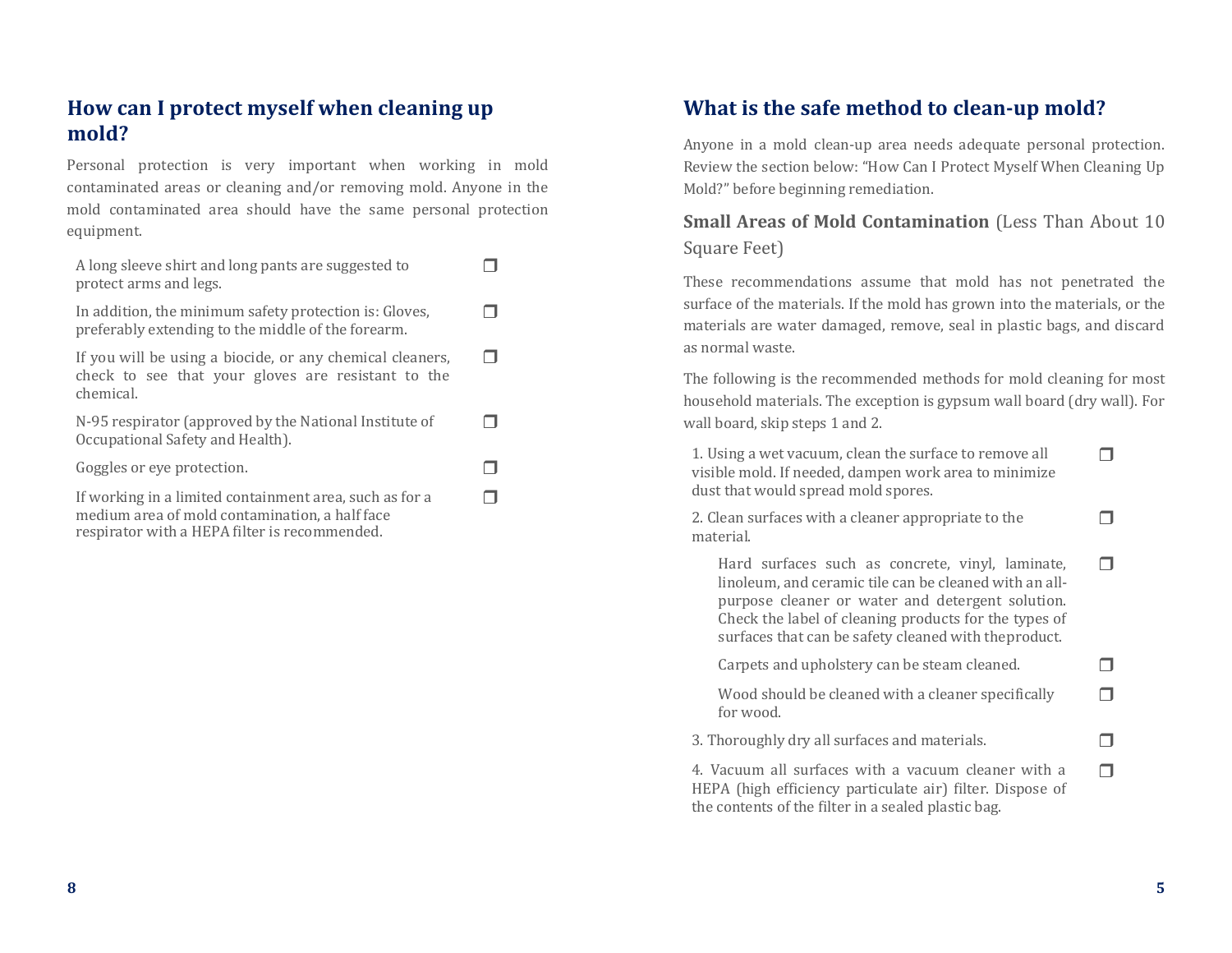## How can I protect myself when cleaning up mold?

Personal protection is very important when working in mold contaminated areas or cleaning and/or removing mold. Anyone in the mold contaminated area should have the same personal protection equipment.

- ❒ A long sleeve shirt and long pants are suggested to protect arms and legs.
- ❒ In addition, the minimum safety protection is: Gloves, preferably extending to the middle of the forearm.
- ❒ If you will be using a biocide, or any chemical cleaners, check to see that your gloves are resistant to the chemical.
- ❒ N-95 respirator (approved by the National Institute of Occupational Safety and Health).
- ❒ Goggles or eye protection.
- ❒ If working in a limited containment area, such as for a medium area of mold contamination, a half face respirator with a HEPA filter is recommended.

## What is the safe method to clean-up mold?

Anyone in a mold clean-up area needs adequate personal protection. Review the section below: "How Can I Protect Myself When Cleaning Up Mold?" before beginning remediation.

**Small Areas of Mold Contamination** (Less Than About 10 Square Feet)

These recommendations assume that mold has not penetrated the surface of the materials. If the mold has grown into the materials, or the materials are water damaged, remove, seal in plastic bags, and discard as normal waste.

The following is the recommended methods for mold cleaning for most household materials. The exception is gypsum wall board (dry wall). For wall board, skip steps 1 and 2.

- ❒ 1. Using a wet vacuum, clean the surface to remove all visible mold. If needed, dampen work area to minimize dust that would spread mold spores.
- ❒ 2. Clean surfaces with a cleaner appropriate to the material.
  - ❒ Hard surfaces such as concrete, vinyl, laminate, linoleum, and ceramic tile can be cleaned with an all-purpose cleaner or water and detergent solution. Check the label of cleaning products for the types of surfaces that can be safety cleaned with theproduct.
  - ❒ Carpets and upholstery can be steam cleaned.
  - ❒ Wood should be cleaned with a cleaner specifically for wood.
- ❒ 3. Thoroughly dry all surfaces and materials.
- ❒ 4. Vacuum all surfaces with a vacuum cleaner with a HEPA (high efficiency particulate air) filter. Dispose of the contents of the filter in a sealed plastic bag.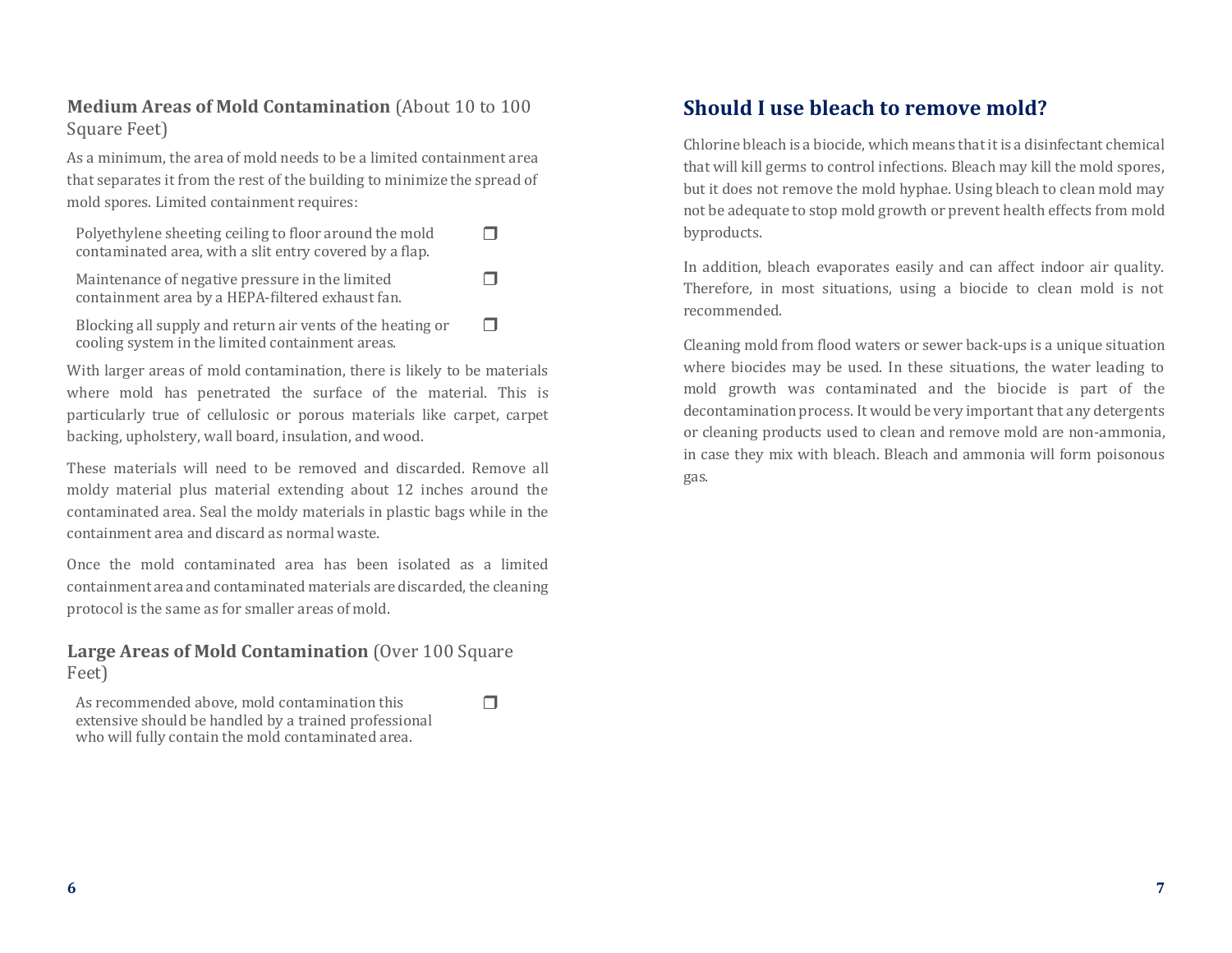### Medium Areas of Mold Contamination (About 10 to 100 Square Feet)

As a minimum, the area of mold needs to be a limited containment area that separates it from the rest of the building to minimize the spread of mold spores. Limited containment requires:

- Polyethylene sheeting ceiling to floor around the mold contaminated area, with a slit entry covered by a flap. ❒
- Maintenance of negative pressure in the limited containment area by a HEPA-filtered exhaust fan. ❒
- Blocking all supply and return air vents of the heating or cooling system in the limited containment areas. ❒

With larger areas of mold contamination, there is likely to be materials where mold has penetrated the surface of the material. This is particularly true of cellulosic or porous materials like carpet, carpet backing, upholstery, wall board, insulation, and wood.

These materials will need to be removed and discarded. Remove all moldy material plus material extending about 12 inches around the contaminated area. Seal the moldy materials in plastic bags while in the containment area and discard as normal waste.

Once the mold contaminated area has been isolated as a limited containment area and contaminated materials are discarded, the cleaning protocol is the same as for smaller areas of mold.

### Large Areas of Mold Contamination (Over 100 Square Feet)

- As recommended above, mold contamination this extensive should be handled by a trained professional who will fully contain the mold contaminated area. ❒

## Should I use bleach to remove mold?

Chlorine bleach is a biocide, which means that it is a disinfectant chemical that will kill germs to control infections. Bleach may kill the mold spores, but it does not remove the mold hyphae. Using bleach to clean mold may not be adequate to stop mold growth or prevent health effects from mold byproducts.

In addition, bleach evaporates easily and can affect indoor air quality. Therefore, in most situations, using a biocide to clean mold is not recommended.

Cleaning mold from flood waters or sewer back-ups is a unique situation where biocides may be used. In these situations, the water leading to mold growth was contaminated and the biocide is part of the decontamination process. It would be very important that any detergents or cleaning products used to clean and remove mold are non-ammonia, in case they mix with bleach. Bleach and ammonia will form poisonous gas.